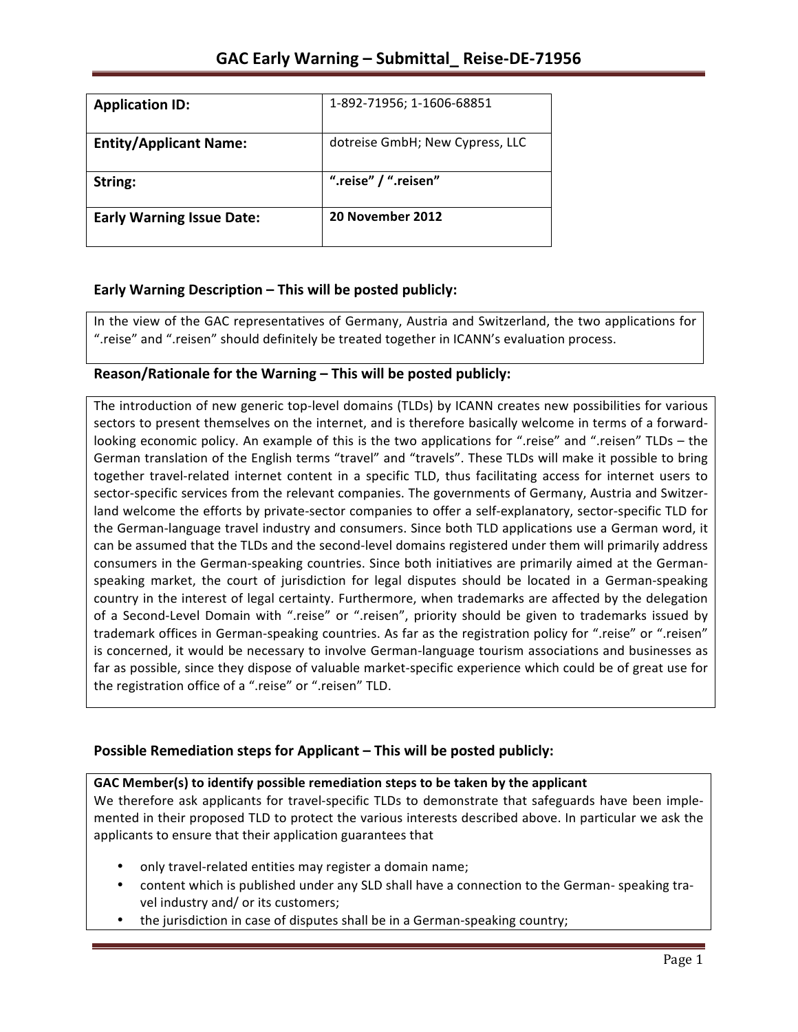# GAC Early Warning – Submittal_ Reise-DE-71956

| Application ID: | 1-892-71956; 1-1606-68851 |
|---|---|
| **Entity/Applicant Name:** | dotreise GmbH; New Cypress, LLC |
| **String:** | **".reise" / ".reisen"** |
| **Early Warning Issue Date:** | **20 November 2012** |

## Early Warning Description – This will be posted publicly:

In the view of the GAC representatives of Germany, Austria and Switzerland, the two applications for ".reise" and ".reisen" should definitely be treated together in ICANN's evaluation process.

## Reason/Rationale for the Warning – This will be posted publicly:

The introduction of new generic top-level domains (TLDs) by ICANN creates new possibilities for various sectors to present themselves on the internet, and is therefore basically welcome in terms of a forward-looking economic policy. An example of this is the two applications for ".reise" and ".reisen" TLDs – the German translation of the English terms "travel" and "travels". These TLDs will make it possible to bring together travel-related internet content in a specific TLD, thus facilitating access for internet users to sector-specific services from the relevant companies. The governments of Germany, Austria and Switzerland welcome the efforts by private-sector companies to offer a self-explanatory, sector-specific TLD for the German-language travel industry and consumers. Since both TLD applications use a German word, it can be assumed that the TLDs and the second-level domains registered under them will primarily address consumers in the German-speaking countries. Since both initiatives are primarily aimed at the German-speaking market, the court of jurisdiction for legal disputes should be located in a German-speaking country in the interest of legal certainty. Furthermore, when trademarks are affected by the delegation of a Second-Level Domain with ".reise" or ".reisen", priority should be given to trademarks issued by trademark offices in German-speaking countries. As far as the registration policy for ".reise" or ".reisen" is concerned, it would be necessary to involve German-language tourism associations and businesses as far as possible, since they dispose of valuable market-specific experience which could be of great use for the registration office of a ".reise" or ".reisen" TLD.

## Possible Remediation steps for Applicant – This will be posted publicly:

**GAC Member(s) to identify possible remediation steps to be taken by the applicant**

We therefore ask applicants for travel-specific TLDs to demonstrate that safeguards have been implemented in their proposed TLD to protect the various interests described above. In particular we ask the applicants to ensure that their application guarantees that

- only travel-related entities may register a domain name;
- content which is published under any SLD shall have a connection to the German- speaking travel industry and/ or its customers;
- the jurisdiction in case of disputes shall be in a German-speaking country;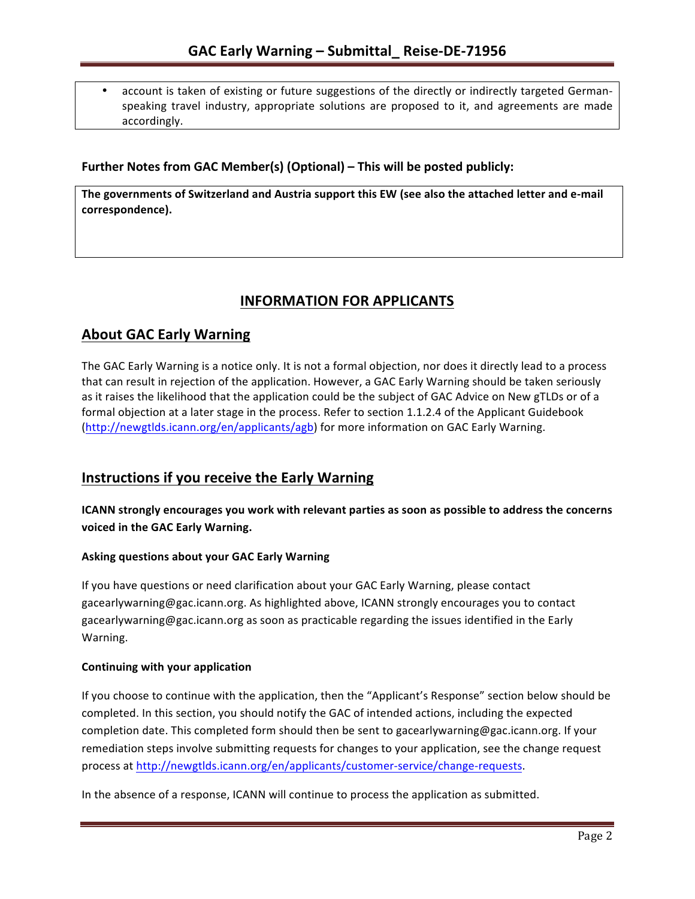- account is taken of existing or future suggestions of the directly or indirectly targeted German-speaking travel industry, appropriate solutions are proposed to it, and agreements are made accordingly.

**Further Notes from GAC Member(s) (Optional) – This will be posted publicly:**

**The governments of Switzerland and Austria support this EW (see also the attached letter and e-mail correspondence).**

## INFORMATION FOR APPLICANTS

## About GAC Early Warning

The GAC Early Warning is a notice only. It is not a formal objection, nor does it directly lead to a process that can result in rejection of the application. However, a GAC Early Warning should be taken seriously as it raises the likelihood that the application could be the subject of GAC Advice on New gTLDs or of a formal objection at a later stage in the process. Refer to section 1.1.2.4 of the Applicant Guidebook (http://newgtlds.icann.org/en/applicants/agb) for more information on GAC Early Warning.

## Instructions if you receive the Early Warning

**ICANN strongly encourages you work with relevant parties as soon as possible to address the concerns voiced in the GAC Early Warning.**

### Asking questions about your GAC Early Warning

If you have questions or need clarification about your GAC Early Warning, please contact gacearlywarning@gac.icann.org. As highlighted above, ICANN strongly encourages you to contact gacearlywarning@gac.icann.org as soon as practicable regarding the issues identified in the Early Warning.

### Continuing with your application

If you choose to continue with the application, then the "Applicant's Response" section below should be completed. In this section, you should notify the GAC of intended actions, including the expected completion date. This completed form should then be sent to gacearlywarning@gac.icann.org. If your remediation steps involve submitting requests for changes to your application, see the change request process at http://newgtlds.icann.org/en/applicants/customer-service/change-requests.

In the absence of a response, ICANN will continue to process the application as submitted.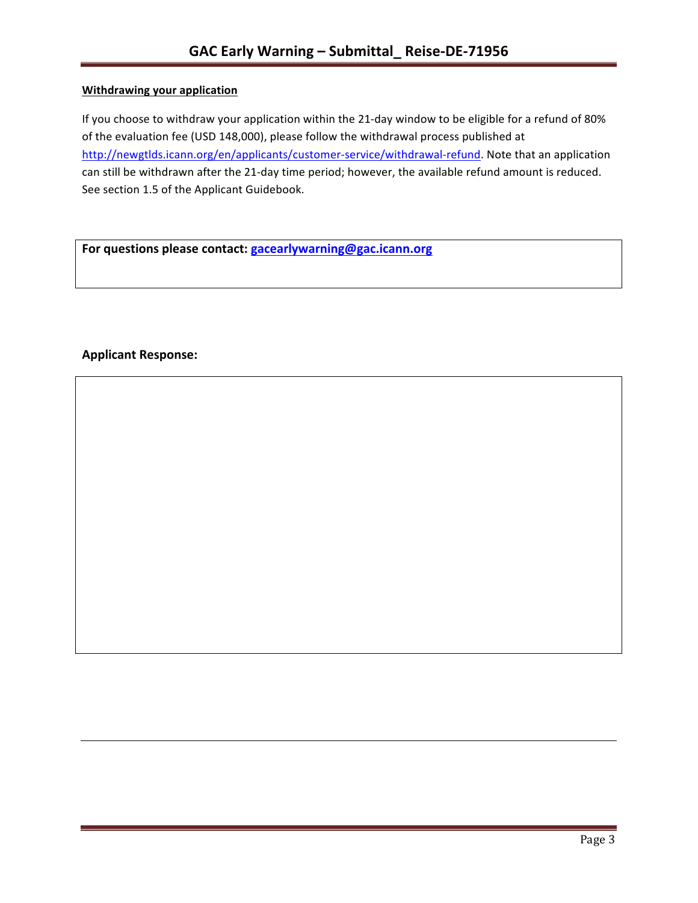**Withdrawing your application**

If you choose to withdraw your application within the 21-day window to be eligible for a refund of 80% of the evaluation fee (USD 148,000), please follow the withdrawal process published at http://newgtlds.icann.org/en/applicants/customer-service/withdrawal-refund. Note that an application can still be withdrawn after the 21-day time period; however, the available refund amount is reduced. See section 1.5 of the Applicant Guidebook.

**For questions please contact: gacearlywarning@gac.icann.org**

**Applicant Response:**